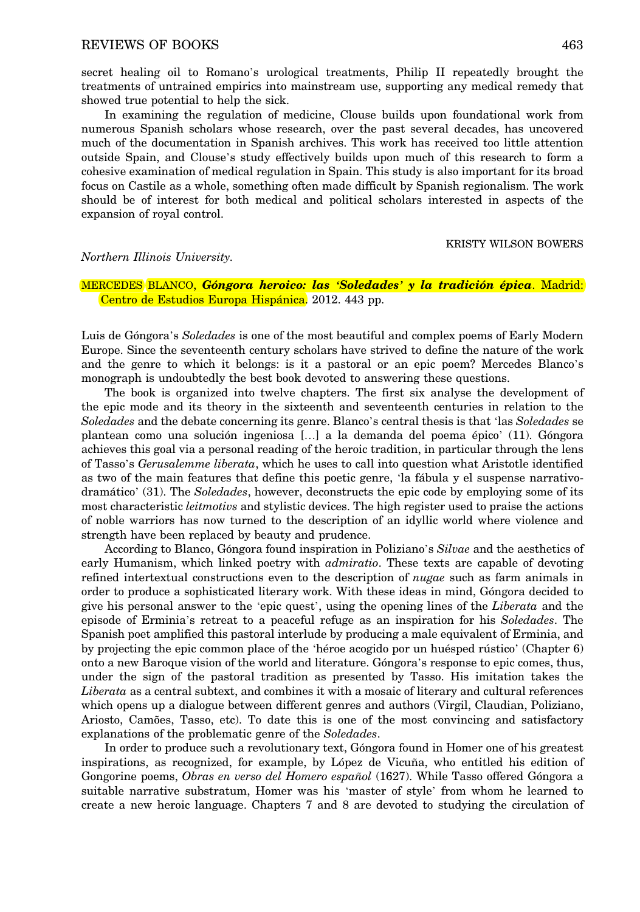secret healing oil to Romano's urological treatments, Philip II repeatedly brought the treatments of untrained empirics into mainstream use, supporting any medical remedy that showed true potential to help the sick.

In examining the regulation of medicine, Clouse builds upon foundational work from numerous Spanish scholars whose research, over the past several decades, has uncovered much of the documentation in Spanish archives. This work has received too little attention outside Spain, and Clouse's study effectively builds upon much of this research to form a cohesive examination of medical regulation in Spain. This study is also important for its broad focus on Castile as a whole, something often made difficult by Spanish regionalism. The work should be of interest for both medical and political scholars interested in aspects of the expansion of royal control.

KRISTY WILSON BOWERS

*Northern Illinois University.*

MERCEDES BLANCO, ***Góngora heroico: las 'Soledades' y la tradición épica***. Madrid: Centro de Estudios Europa Hispánica. 2012. 443 pp.

Luis de Góngora's *Soledades* is one of the most beautiful and complex poems of Early Modern Europe. Since the seventeenth century scholars have strived to define the nature of the work and the genre to which it belongs: is it a pastoral or an epic poem? Mercedes Blanco's monograph is undoubtedly the best book devoted to answering these questions.

The book is organized into twelve chapters. The first six analyse the development of the epic mode and its theory in the sixteenth and seventeenth centuries in relation to the *Soledades* and the debate concerning its genre. Blanco's central thesis is that 'las *Soledades* se plantean como una solución ingeniosa [...] a la demanda del poema épico' (11). Góngora achieves this goal via a personal reading of the heroic tradition, in particular through the lens of Tasso's *Gerusalemme liberata*, which he uses to call into question what Aristotle identified as two of the main features that define this poetic genre, 'la fábula y el suspense narrativo-dramático' (31). The *Soledades*, however, deconstructs the epic code by employing some of its most characteristic *leitmotivs* and stylistic devices. The high register used to praise the actions of noble warriors has now turned to the description of an idyllic world where violence and strength have been replaced by beauty and prudence.

According to Blanco, Góngora found inspiration in Poliziano's *Silvae* and the aesthetics of early Humanism, which linked poetry with *admiratio*. These texts are capable of devoting refined intertextual constructions even to the description of *nugae* such as farm animals in order to produce a sophisticated literary work. With these ideas in mind, Góngora decided to give his personal answer to the 'epic quest', using the opening lines of the *Liberata* and the episode of Erminia's retreat to a peaceful refuge as an inspiration for his *Soledades*. The Spanish poet amplified this pastoral interlude by producing a male equivalent of Erminia, and by projecting the epic common place of the 'héroe acogido por un huésped rústico' (Chapter 6) onto a new Baroque vision of the world and literature. Góngora's response to epic comes, thus, under the sign of the pastoral tradition as presented by Tasso. His imitation takes the *Liberata* as a central subtext, and combines it with a mosaic of literary and cultural references which opens up a dialogue between different genres and authors (Virgil, Claudian, Poliziano, Ariosto, Camões, Tasso, etc). To date this is one of the most convincing and satisfactory explanations of the problematic genre of the *Soledades*.

In order to produce such a revolutionary text, Góngora found in Homer one of his greatest inspirations, as recognized, for example, by López de Vicuña, who entitled his edition of Gongorine poems, *Obras en verso del Homero español* (1627). While Tasso offered Góngora a suitable narrative substratum, Homer was his 'master of style' from whom he learned to create a new heroic language. Chapters 7 and 8 are devoted to studying the circulation of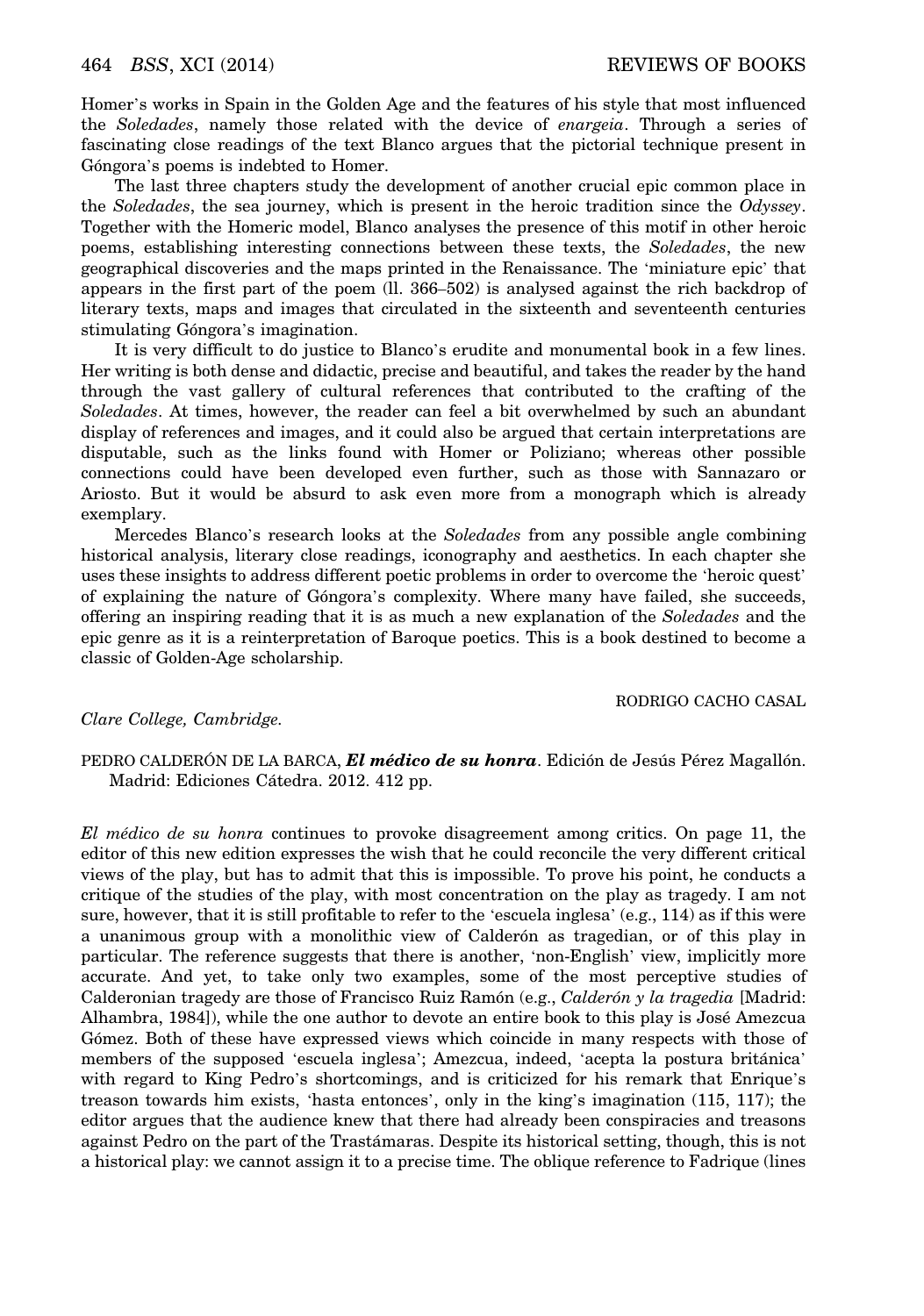Homer's works in Spain in the Golden Age and the features of his style that most influenced the *Soledades*, namely those related with the device of *enargeia*. Through a series of fascinating close readings of the text Blanco argues that the pictorial technique present in Góngora's poems is indebted to Homer.

The last three chapters study the development of another crucial epic common place in the *Soledades*, the sea journey, which is present in the heroic tradition since the *Odyssey*. Together with the Homeric model, Blanco analyses the presence of this motif in other heroic poems, establishing interesting connections between these texts, the *Soledades*, the new geographical discoveries and the maps printed in the Renaissance. The 'miniature epic' that appears in the first part of the poem (ll. 366–502) is analysed against the rich backdrop of literary texts, maps and images that circulated in the sixteenth and seventeenth centuries stimulating Góngora's imagination.

It is very difficult to do justice to Blanco's erudite and monumental book in a few lines. Her writing is both dense and didactic, precise and beautiful, and takes the reader by the hand through the vast gallery of cultural references that contributed to the crafting of the *Soledades*. At times, however, the reader can feel a bit overwhelmed by such an abundant display of references and images, and it could also be argued that certain interpretations are disputable, such as the links found with Homer or Poliziano; whereas other possible connections could have been developed even further, such as those with Sannazaro or Ariosto. But it would be absurd to ask even more from a monograph which is already exemplary.

Mercedes Blanco's research looks at the *Soledades* from any possible angle combining historical analysis, literary close readings, iconography and aesthetics. In each chapter she uses these insights to address different poetic problems in order to overcome the 'heroic quest' of explaining the nature of Góngora's complexity. Where many have failed, she succeeds, offering an inspiring reading that it is as much a new explanation of the *Soledades* and the epic genre as it is a reinterpretation of Baroque poetics. This is a book destined to become a classic of Golden-Age scholarship.

RODRIGO CACHO CASAL

*Clare College, Cambridge.*

PEDRO CALDERÓN DE LA BARCA, ***El médico de su honra***. Edición de Jesús Pérez Magallón. Madrid: Ediciones Cátedra. 2012. 412 pp.

*El médico de su honra* continues to provoke disagreement among critics. On page 11, the editor of this new edition expresses the wish that he could reconcile the very different critical views of the play, but has to admit that this is impossible. To prove his point, he conducts a critique of the studies of the play, with most concentration on the play as tragedy. I am not sure, however, that it is still profitable to refer to the 'escuela inglesa' (e.g., 114) as if this were a unanimous group with a monolithic view of Calderón as tragedian, or of this play in particular. The reference suggests that there is another, 'non-English' view, implicitly more accurate. And yet, to take only two examples, some of the most perceptive studies of Calderonian tragedy are those of Francisco Ruiz Ramón (e.g., *Calderón y la tragedia* [Madrid: Alhambra, 1984]), while the one author to devote an entire book to this play is José Amezcua Gómez. Both of these have expressed views which coincide in many respects with those of members of the supposed 'escuela inglesa'; Amezcua, indeed, 'acepta la postura británica' with regard to King Pedro's shortcomings, and is criticized for his remark that Enrique's treason towards him exists, 'hasta entonces', only in the king's imagination (115, 117); the editor argues that the audience knew that there had already been conspiracies and treasons against Pedro on the part of the Trastámaras. Despite its historical setting, though, this is not a historical play: we cannot assign it to a precise time. The oblique reference to Fadrique (lines